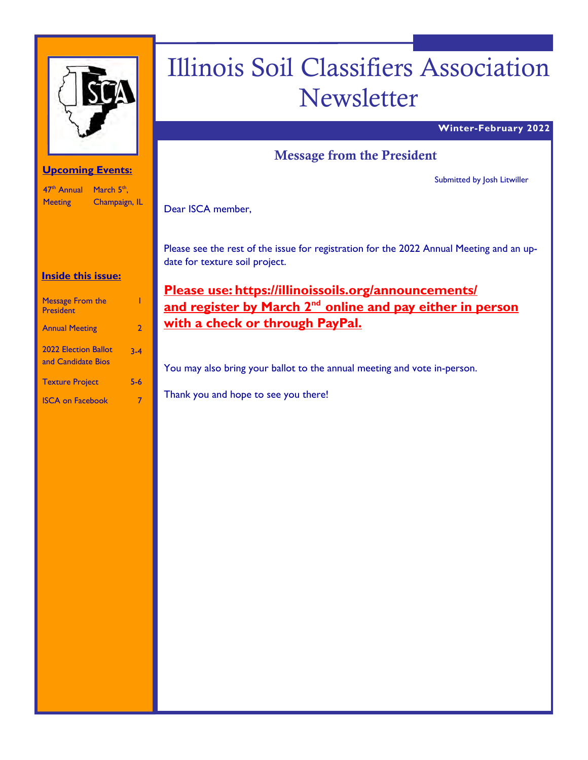# Illinois Soil Classifiers Association Newsletter

**Winter-February 2022**

**Upcoming Events:**

| 47th Annual Meeting | March 5th, Champaign, IL |
|---|---|

**Inside this issue:**

| | |
|---|---|
| Message From the President | 1 |
| Annual Meeting | 2 |
| 2022 Election Ballot and Candidate Bios | 3-4 |
| Texture Project | 5-6 |
| ISCA on Facebook | 7 |

## Message from the President

Submitted by Josh Litwiller

Dear ISCA member,

Please see the rest of the issue for registration for the 2022 Annual Meeting and an update for texture soil project.

**Please use: https://illinoissoils.org/announcements/ and register by March 2nd online and pay either in person with a check or through PayPal.**

You may also bring your ballot to the annual meeting and vote in-person.

Thank you and hope to see you there!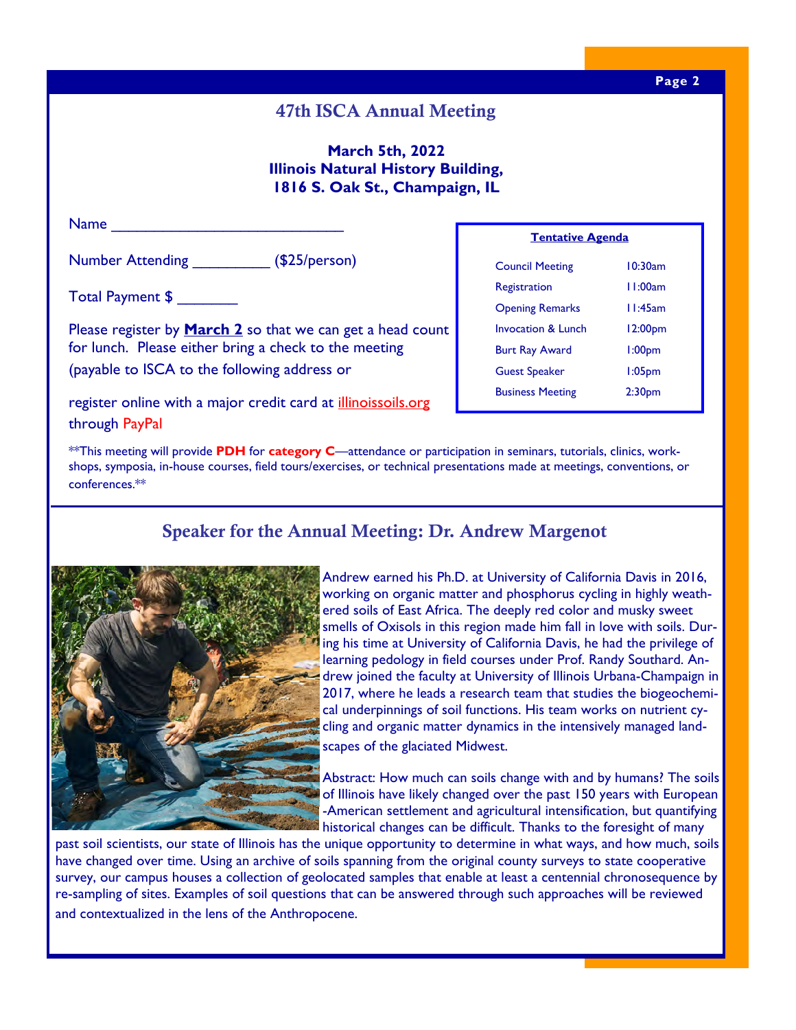## 47th ISCA Annual Meeting

**March 5th, 2022**
**Illinois Natural History Building,**
**1816 S. Oak St., Champaign, IL**

Name ___________________________

Number Attending _________ ($25/person)

Total Payment $ _______

Please register by **March 2** so that we can get a head count for lunch. Please either bring a check to the meeting (payable to ISCA to the following address or

register online with a major credit card at illinoissoils.org through PayPal

**Tentative Agenda**

| Event | Time |
| --- | --- |
| Council Meeting | 10:30am |
| Registration | 11:00am |
| Opening Remarks | 11:45am |
| Invocation & Lunch | 12:00pm |
| Burt Ray Award | 1:00pm |
| Guest Speaker | 1:05pm |
| Business Meeting | 2:30pm |

**This meeting will provide **PDH** for **category C**—attendance or participation in seminars, tutorials, clinics, workshops, symposia, in-house courses, field tours/exercises, or technical presentations made at meetings, conventions, or conferences.**

## Speaker for the Annual Meeting: Dr. Andrew Margenot

Andrew earned his Ph.D. at University of California Davis in 2016, working on organic matter and phosphorus cycling in highly weathered soils of East Africa. The deeply red color and musky sweet smells of Oxisols in this region made him fall in love with soils. During his time at University of California Davis, he had the privilege of learning pedology in field courses under Prof. Randy Southard. Andrew joined the faculty at University of Illinois Urbana-Champaign in 2017, where he leads a research team that studies the biogeochemical underpinnings of soil functions. His team works on nutrient cycling and organic matter dynamics in the intensively managed landscapes of the glaciated Midwest.

Abstract: How much can soils change with and by humans? The soils of Illinois have likely changed over the past 150 years with European-American settlement and agricultural intensification, but quantifying historical changes can be difficult. Thanks to the foresight of many past soil scientists, our state of Illinois has the unique opportunity to determine in what ways, and how much, soils have changed over time. Using an archive of soils spanning from the original county surveys to state cooperative survey, our campus houses a collection of geolocated samples that enable at least a centennial chronosequence by re-sampling of sites. Examples of soil questions that can be answered through such approaches will be reviewed and contextualized in the lens of the Anthropocene.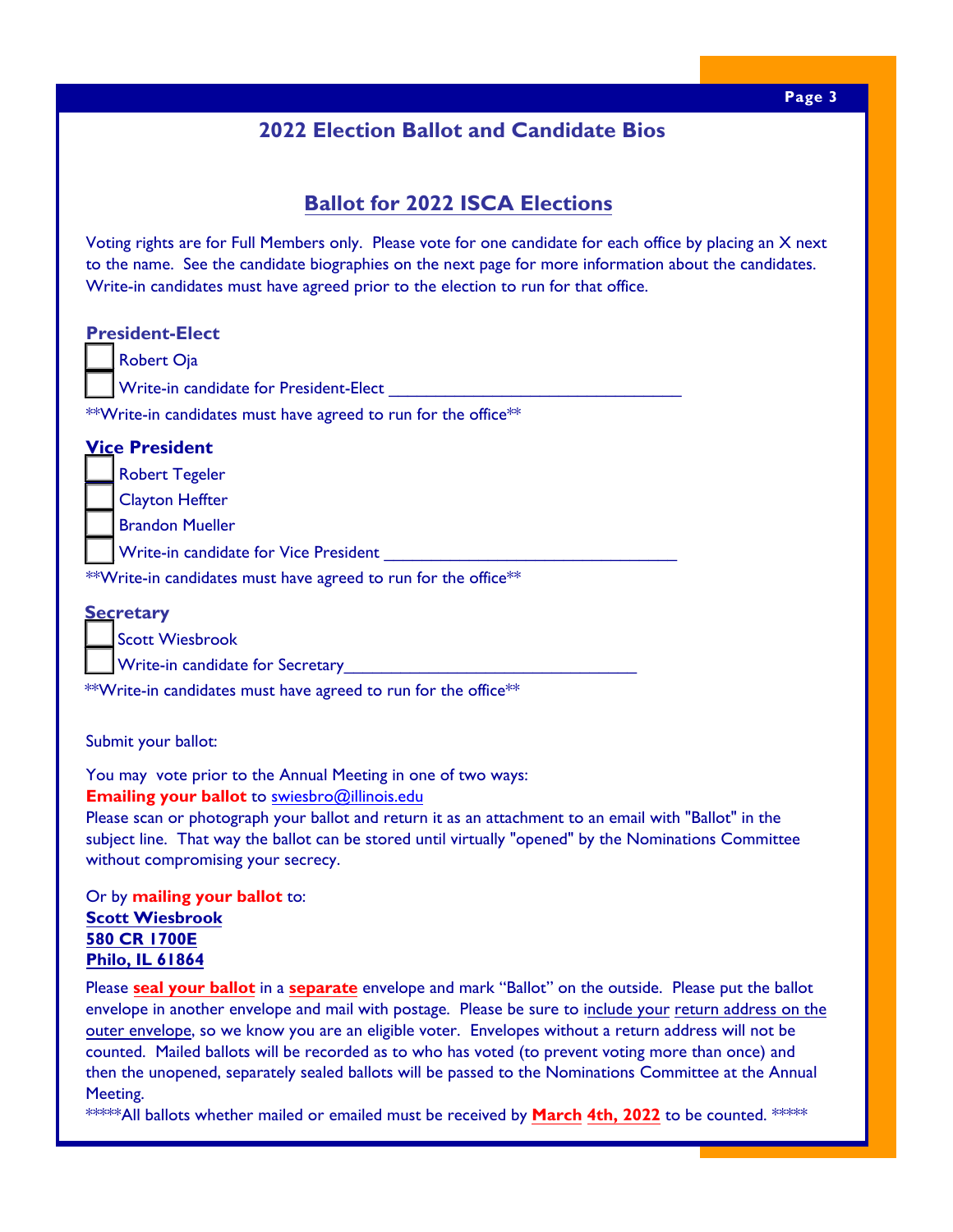## 2022 Election Ballot and Candidate Bios

### Ballot for 2022 ISCA Elections

Voting rights are for Full Members only. Please vote for one candidate for each office by placing an X next to the name. See the candidate biographies on the next page for more information about the candidates. Write-in candidates must have agreed prior to the election to run for that office.

**President-Elect**

- [ ] Robert Oja
- [ ] Write-in candidate for President-Elect ________________________________

**Write-in candidates must have agreed to run for the office**

**Vice President**

- [ ] Robert Tegeler
- [ ] Clayton Heffter
- [ ] Brandon Mueller
- [ ] Write-in candidate for Vice President ________________________________

**Write-in candidates must have agreed to run for the office**

**Secretary**

- [ ] Scott Wiesbrook
- [ ] Write-in candidate for Secretary________________________________

**Write-in candidates must have agreed to run for the office**

Submit your ballot:

You may vote prior to the Annual Meeting in one of two ways:
**Emailing your ballot** to swiesbro@illinois.edu
Please scan or photograph your ballot and return it as an attachment to an email with "Ballot" in the subject line. That way the ballot can be stored until virtually "opened" by the Nominations Committee without compromising your secrecy.

Or by **mailing your ballot** to:
**Scott Wiesbrook**
**580 CR 1700E**
**Philo, IL 61864**

Please **seal your ballot** in a **separate** envelope and mark "Ballot" on the outside. Please put the ballot envelope in another envelope and mail with postage. Please be sure to include your return address on the outer envelope, so we know you are an eligible voter. Envelopes without a return address will not be counted. Mailed ballots will be recorded as to who has voted (to prevent voting more than once) and then the unopened, separately sealed ballots will be passed to the Nominations Committee at the Annual Meeting.

*****All ballots whether mailed or emailed must be received by **March 4th, 2022** to be counted. *****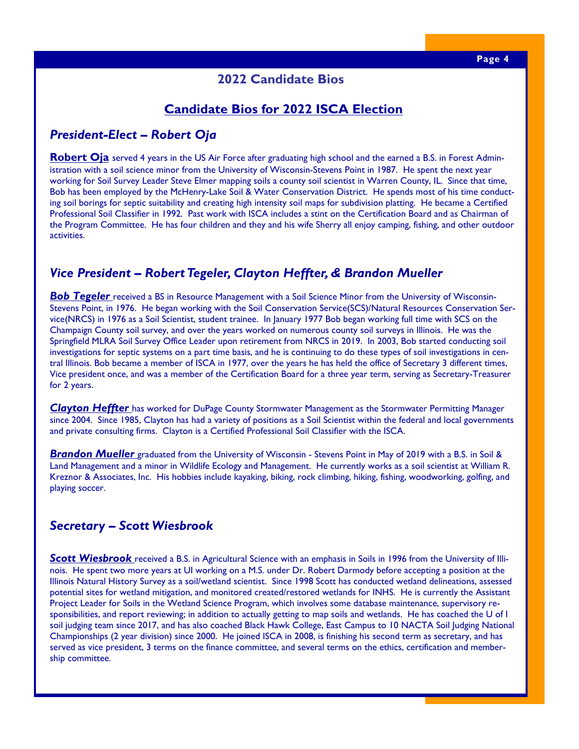## 2022 Candidate Bios

## Candidate Bios for 2022 ISCA Election

### *President-Elect – Robert Oja*

**Robert Oja** served 4 years in the US Air Force after graduating high school and the earned a B.S. in Forest Administration with a soil science minor from the University of Wisconsin-Stevens Point in 1987. He spent the next year working for Soil Survey Leader Steve Elmer mapping soils a county soil scientist in Warren County, IL. Since that time, Bob has been employed by the McHenry-Lake Soil & Water Conservation District. He spends most of his time conducting soil borings for septic suitability and creating high intensity soil maps for subdivision platting. He became a Certified Professional Soil Classifier in 1992. Past work with ISCA includes a stint on the Certification Board and as Chairman of the Program Committee. He has four children and they and his wife Sherry all enjoy camping, fishing, and other outdoor activities.

### *Vice President – Robert Tegeler, Clayton Heffter, & Brandon Mueller*

***Bob Tegeler*** received a BS in Resource Management with a Soil Science Minor from the University of Wisconsin-Stevens Point, in 1976. He began working with the Soil Conservation Service(SCS)/Natural Resources Conservation Service(NRCS) in 1976 as a Soil Scientist, student trainee. In January 1977 Bob began working full time with SCS on the Champaign County soil survey, and over the years worked on numerous county soil surveys in Illinois. He was the Springfield MLRA Soil Survey Office Leader upon retirement from NRCS in 2019. In 2003, Bob started conducting soil investigations for septic systems on a part time basis, and he is continuing to do these types of soil investigations in central Illinois. Bob became a member of ISCA in 1977, over the years he has held the office of Secretary 3 different times, Vice president once, and was a member of the Certification Board for a three year term, serving as Secretary-Treasurer for 2 years.

***Clayton Heffter*** has worked for DuPage County Stormwater Management as the Stormwater Permitting Manager since 2004. Since 1985, Clayton has had a variety of positions as a Soil Scientist within the federal and local governments and private consulting firms. Clayton is a Certified Professional Soil Classifier with the ISCA.

***Brandon Mueller*** graduated from the University of Wisconsin - Stevens Point in May of 2019 with a B.S. in Soil & Land Management and a minor in Wildlife Ecology and Management. He currently works as a soil scientist at William R. Kreznor & Associates, Inc. His hobbies include kayaking, biking, rock climbing, hiking, fishing, woodworking, golfing, and playing soccer.

### *Secretary – Scott Wiesbrook*

***Scott Wiesbrook*** received a B.S. in Agricultural Science with an emphasis in Soils in 1996 from the University of Illinois. He spent two more years at UI working on a M.S. under Dr. Robert Darmody before accepting a position at the Illinois Natural History Survey as a soil/wetland scientist. Since 1998 Scott has conducted wetland delineations, assessed potential sites for wetland mitigation, and monitored created/restored wetlands for INHS. He is currently the Assistant Project Leader for Soils in the Wetland Science Program, which involves some database maintenance, supervisory responsibilities, and report reviewing; in addition to actually getting to map soils and wetlands. He has coached the U of I soil judging team since 2017, and has also coached Black Hawk College, East Campus to 10 NACTA Soil Judging National Championships (2 year division) since 2000. He joined ISCA in 2008, is finishing his second term as secretary, and has served as vice president, 3 terms on the finance committee, and several terms on the ethics, certification and membership committee.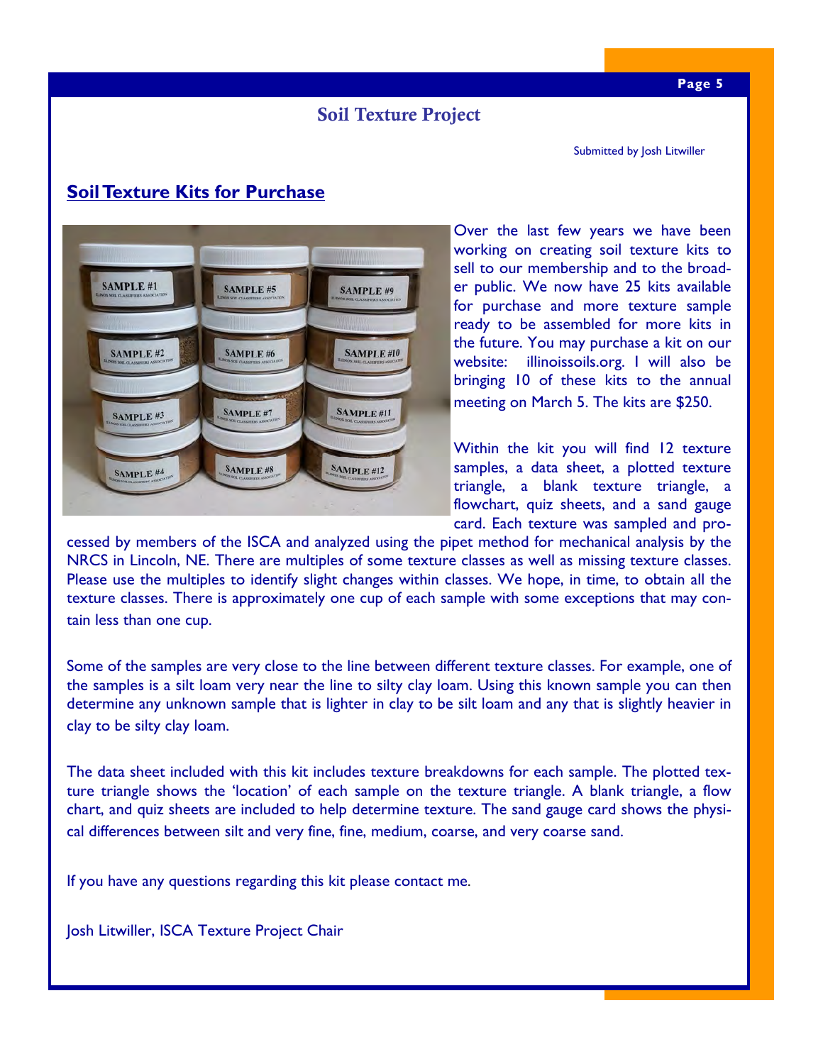## Soil Texture Project

Submitted by Josh Litwiller

### Soil Texture Kits for Purchase

Over the last few years we have been working on creating soil texture kits to sell to our membership and to the broader public. We now have 25 kits available for purchase and more texture sample ready to be assembled for more kits in the future. You may purchase a kit on our website: illinoissoils.org. I will also be bringing 10 of these kits to the annual meeting on March 5. The kits are $250.

Within the kit you will find 12 texture samples, a data sheet, a plotted texture triangle, a blank texture triangle, a flowchart, quiz sheets, and a sand gauge card. Each texture was sampled and processed by members of the ISCA and analyzed using the pipet method for mechanical analysis by the NRCS in Lincoln, NE. There are multiples of some texture classes as well as missing texture classes. Please use the multiples to identify slight changes within classes. We hope, in time, to obtain all the texture classes. There is approximately one cup of each sample with some exceptions that may contain less than one cup.

Some of the samples are very close to the line between different texture classes. For example, one of the samples is a silt loam very near the line to silty clay loam. Using this known sample you can then determine any unknown sample that is lighter in clay to be silt loam and any that is slightly heavier in clay to be silty clay loam.

The data sheet included with this kit includes texture breakdowns for each sample. The plotted texture triangle shows the 'location' of each sample on the texture triangle. A blank triangle, a flow chart, and quiz sheets are included to help determine texture. The sand gauge card shows the physical differences between silt and very fine, fine, medium, coarse, and very coarse sand.

If you have any questions regarding this kit please contact me.

Josh Litwiller, ISCA Texture Project Chair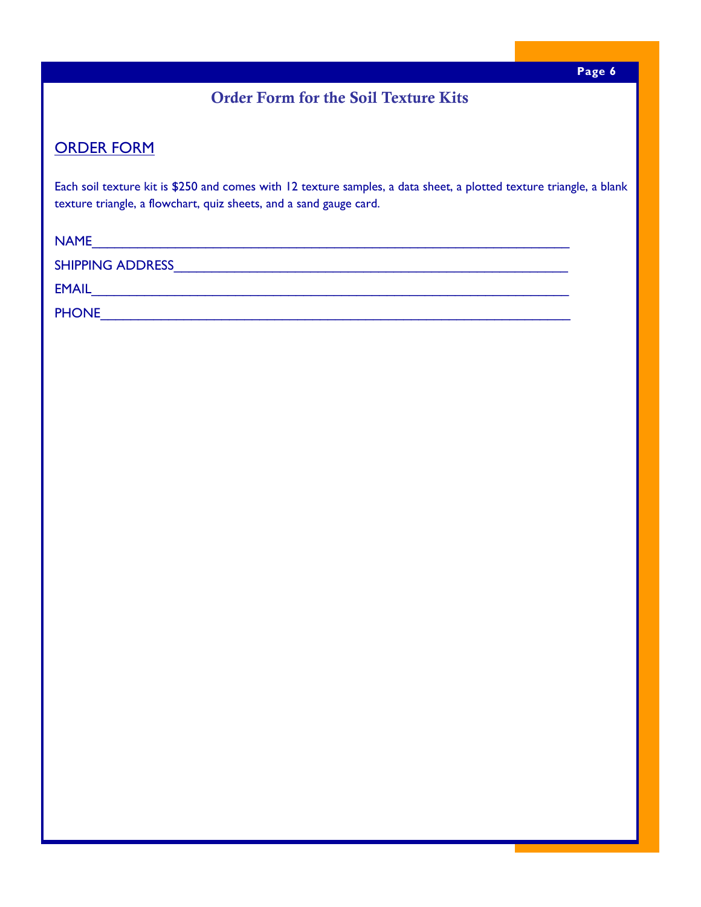# Order Form for the Soil Texture Kits

## ORDER FORM

Each soil texture kit is $250 and comes with 12 texture samples, a data sheet, a plotted texture triangle, a blank texture triangle, a flowchart, quiz sheets, and a sand gauge card.

NAME_______________________________________________________________

SHIPPING ADDRESS___________________________________________________

EMAIL______________________________________________________________

PHONE______________________________________________________________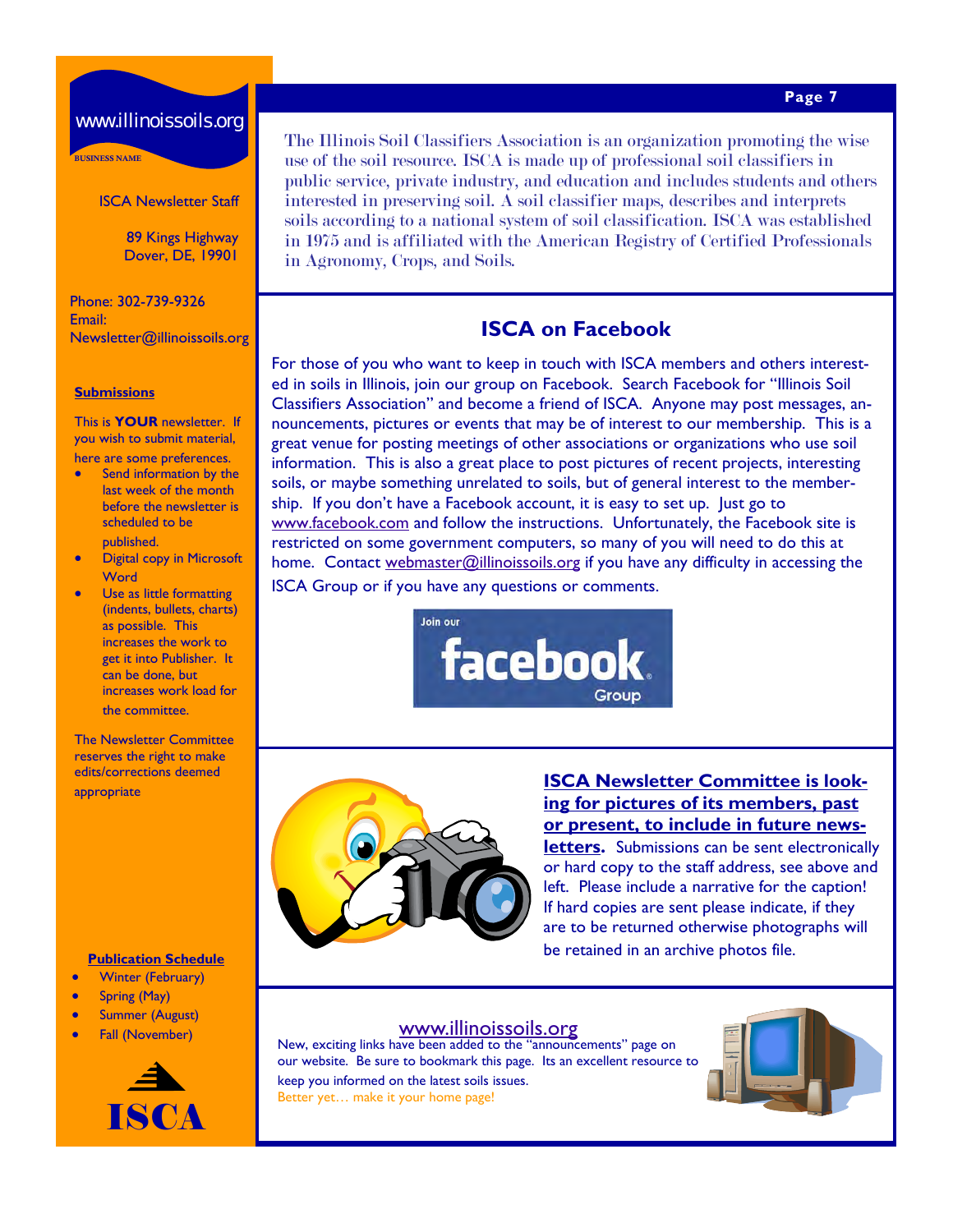www.illinoissoils.org

BUSINESS NAME

ISCA Newsletter Staff

89 Kings Highway
Dover, DE, 19901

Phone: 302-739-9326
Email:
Newsletter@illinoissoils.org

**Submissions**

This is **YOUR** newsletter. If you wish to submit material, here are some preferences.

- Send information by the last week of the month before the newsletter is scheduled to be published.
- Digital copy in Microsoft Word
- Use as little formatting (indents, bullets, charts) as possible. This increases the work to get it into Publisher. It can be done, but increases work load for the committee.

The Newsletter Committee reserves the right to make edits/corrections deemed appropriate

**Publication Schedule**

- Winter (February)
- Spring (May)
- Summer (August)
- Fall (November)

ISCA

The Illinois Soil Classifiers Association is an organization promoting the wise use of the soil resource. ISCA is made up of professional soil classifiers in public service, private industry, and education and includes students and others interested in preserving soil. A soil classifier maps, describes and interprets soils according to a national system of soil classification. ISCA was established in 1975 and is affiliated with the American Registry of Certified Professionals in Agronomy, Crops, and Soils.

## ISCA on Facebook

For those of you who want to keep in touch with ISCA members and others interested in soils in Illinois, join our group on Facebook. Search Facebook for "Illinois Soil Classifiers Association" and become a friend of ISCA. Anyone may post messages, announcements, pictures or events that may be of interest to our membership. This is a great venue for posting meetings of other associations or organizations who use soil information. This is also a great place to post pictures of recent projects, interesting soils, or maybe something unrelated to soils, but of general interest to the membership. If you don't have a Facebook account, it is easy to set up. Just go to www.facebook.com and follow the instructions. Unfortunately, the Facebook site is restricted on some government computers, so many of you will need to do this at home. Contact webmaster@illinoissoils.org if you have any difficulty in accessing the ISCA Group or if you have any questions or comments.

Join our facebook Group

**ISCA Newsletter Committee is looking for pictures of its members, past or present, to include in future newsletters.** Submissions can be sent electronically or hard copy to the staff address, see above and left. Please include a narrative for the caption! If hard copies are sent please indicate, if they are to be returned otherwise photographs will be retained in an archive photos file.

www.illinoissoils.org

New, exciting links have been added to the "announcements" page on our website. Be sure to bookmark this page. Its an excellent resource to keep you informed on the latest soils issues.
Better yet… make it your home page!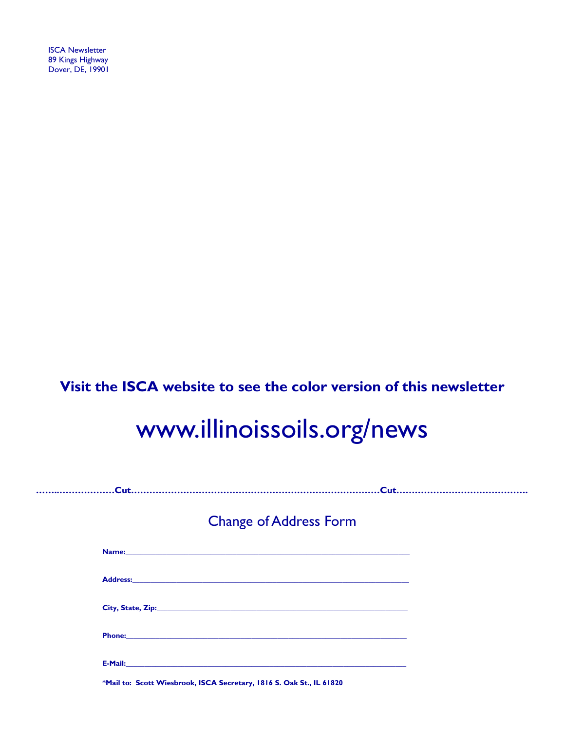ISCA Newsletter
89 Kings Highway
Dover, DE, 19901

**Visit the ISCA website to see the color version of this newsletter**

# www.illinoissoils.org/news

**……..………………Cut………………………………………………………………………Cut……………………………………..**

## Change of Address Form

**Name:**\_\_\_\_\_\_\_\_\_\_\_\_\_\_\_\_\_\_\_\_\_\_\_\_\_\_\_\_\_\_\_\_\_\_\_\_\_\_\_\_\_\_\_\_\_\_\_\_\_\_\_\_\_\_\_\_\_\_\_\_\_\_\_\_

**Address:**\_\_\_\_\_\_\_\_\_\_\_\_\_\_\_\_\_\_\_\_\_\_\_\_\_\_\_\_\_\_\_\_\_\_\_\_\_\_\_\_\_\_\_\_\_\_\_\_\_\_\_\_\_\_\_\_\_\_\_\_\_\_

**City, State, Zip:**\_\_\_\_\_\_\_\_\_\_\_\_\_\_\_\_\_\_\_\_\_\_\_\_\_\_\_\_\_\_\_\_\_\_\_\_\_\_\_\_\_\_\_\_\_\_\_\_\_\_\_\_\_\_\_

**Phone:**\_\_\_\_\_\_\_\_\_\_\_\_\_\_\_\_\_\_\_\_\_\_\_\_\_\_\_\_\_\_\_\_\_\_\_\_\_\_\_\_\_\_\_\_\_\_\_\_\_\_\_\_\_\_\_\_\_\_\_\_\_\_\_

**E-Mail:**\_\_\_\_\_\_\_\_\_\_\_\_\_\_\_\_\_\_\_\_\_\_\_\_\_\_\_\_\_\_\_\_\_\_\_\_\_\_\_\_\_\_\_\_\_\_\_\_\_\_\_\_\_\_\_\_\_\_\_\_\_\_

**\*Mail to: Scott Wiesbrook, ISCA Secretary, 1816 S. Oak St., IL 61820**